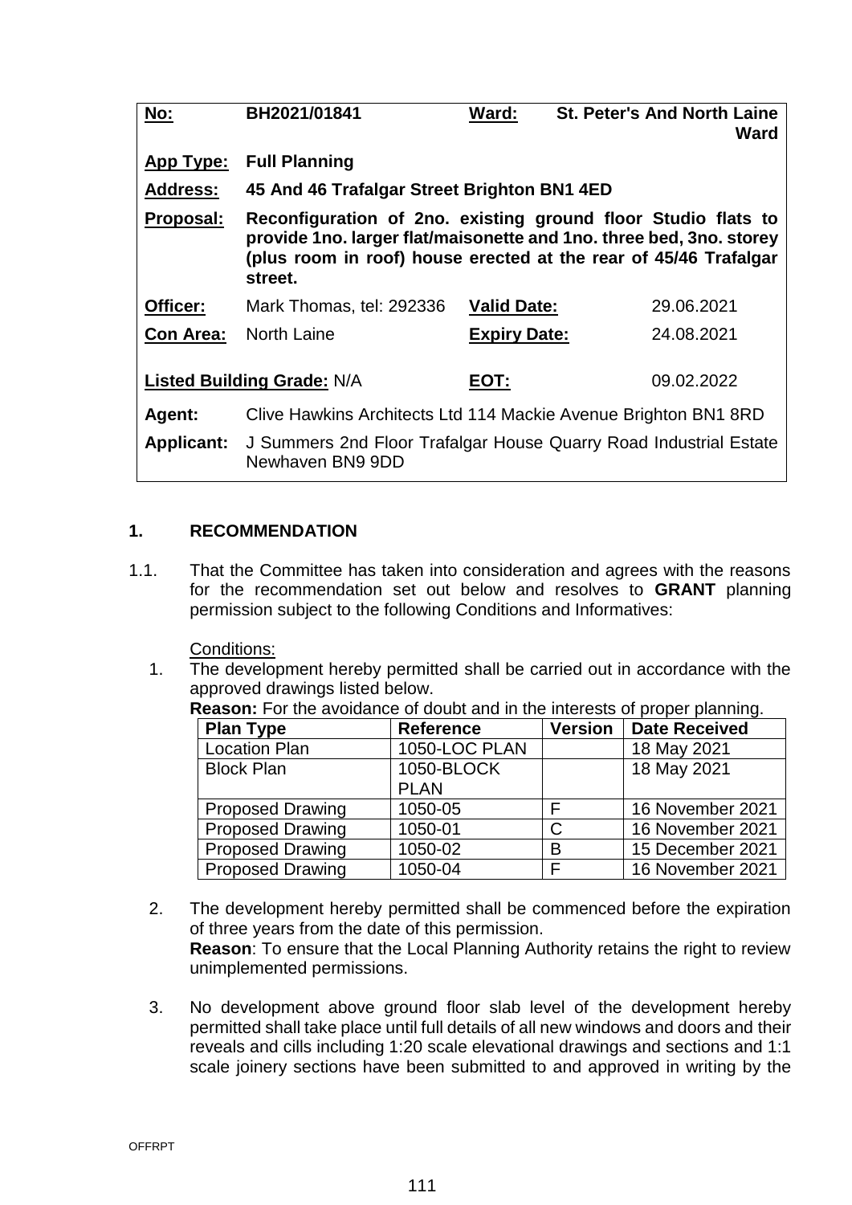| No: | BH2021/01841 | Ward: | St. Peter's And North Laine Ward |
|---|---|---|---|
| **App Type:** | **Full Planning** | | |
| **Address:** | **45 And 46 Trafalgar Street Brighton BN1 4ED** | | |
| **Proposal:** | **Reconfiguration of 2no. existing ground floor Studio flats to provide 1no. larger flat/maisonette and 1no. three bed, 3no. storey (plus room in roof) house erected at the rear of 45/46 Trafalgar street.** | | |
| **Officer:** | Mark Thomas, tel: 292336 | **Valid Date:** | 29.06.2021 |
| **Con Area:** | North Laine | **Expiry Date:** | 24.08.2021 |
| **Listed Building Grade:** N/A | | **EOT:** | 09.02.2022 |
| **Agent:** | Clive Hawkins Architects Ltd 114 Mackie Avenue Brighton BN1 8RD | | |
| **Applicant:** | J Summers 2nd Floor Trafalgar House Quarry Road Industrial Estate Newhaven BN9 9DD | | |

## 1. RECOMMENDATION

1.1. That the Committee has taken into consideration and agrees with the reasons for the recommendation set out below and resolves to **GRANT** planning permission subject to the following Conditions and Informatives:

Conditions:

1. The development hereby permitted shall be carried out in accordance with the approved drawings listed below.
**Reason:** For the avoidance of doubt and in the interests of proper planning.

| Plan Type | Reference | Version | Date Received |
|---|---|---|---|
| Location Plan | 1050-LOC PLAN | | 18 May 2021 |
| Block Plan | 1050-BLOCK PLAN | | 18 May 2021 |
| Proposed Drawing | 1050-05 | F | 16 November 2021 |
| Proposed Drawing | 1050-01 | C | 16 November 2021 |
| Proposed Drawing | 1050-02 | B | 15 December 2021 |
| Proposed Drawing | 1050-04 | F | 16 November 2021 |

2. The development hereby permitted shall be commenced before the expiration of three years from the date of this permission.
**Reason**: To ensure that the Local Planning Authority retains the right to review unimplemented permissions.

3. No development above ground floor slab level of the development hereby permitted shall take place until full details of all new windows and doors and their reveals and cills including 1:20 scale elevational drawings and sections and 1:1 scale joinery sections have been submitted to and approved in writing by the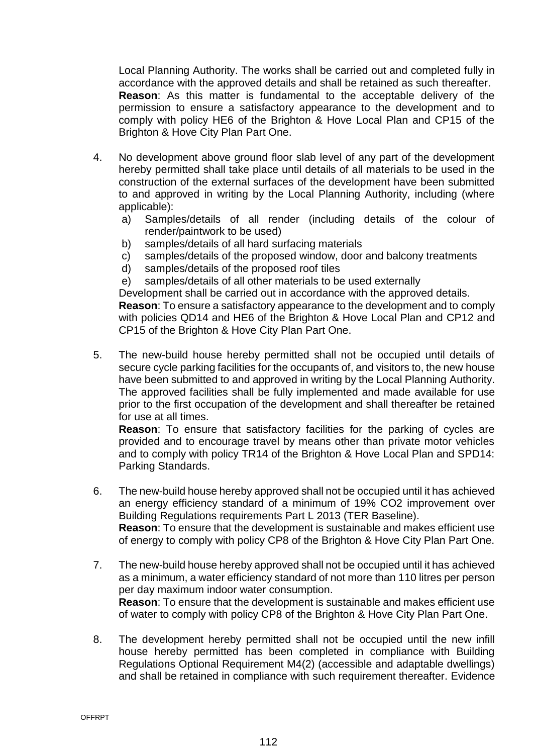Local Planning Authority. The works shall be carried out and completed fully in accordance with the approved details and shall be retained as such thereafter.
**Reason**: As this matter is fundamental to the acceptable delivery of the permission to ensure a satisfactory appearance to the development and to comply with policy HE6 of the Brighton & Hove Local Plan and CP15 of the Brighton & Hove City Plan Part One.

4. No development above ground floor slab level of any part of the development hereby permitted shall take place until details of all materials to be used in the construction of the external surfaces of the development have been submitted to and approved in writing by the Local Planning Authority, including (where applicable):
   a) Samples/details of all render (including details of the colour of render/paintwork to be used)
   b) samples/details of all hard surfacing materials
   c) samples/details of the proposed window, door and balcony treatments
   d) samples/details of the proposed roof tiles
   e) samples/details of all other materials to be used externally

   Development shall be carried out in accordance with the approved details.
   **Reason**: To ensure a satisfactory appearance to the development and to comply with policies QD14 and HE6 of the Brighton & Hove Local Plan and CP12 and CP15 of the Brighton & Hove City Plan Part One.

5. The new-build house hereby permitted shall not be occupied until details of secure cycle parking facilities for the occupants of, and visitors to, the new house have been submitted to and approved in writing by the Local Planning Authority. The approved facilities shall be fully implemented and made available for use prior to the first occupation of the development and shall thereafter be retained for use at all times.
   **Reason**: To ensure that satisfactory facilities for the parking of cycles are provided and to encourage travel by means other than private motor vehicles and to comply with policy TR14 of the Brighton & Hove Local Plan and SPD14: Parking Standards.

6. The new-build house hereby approved shall not be occupied until it has achieved an energy efficiency standard of a minimum of 19% $CO_2$ improvement over Building Regulations requirements Part L 2013 (TER Baseline).
   **Reason**: To ensure that the development is sustainable and makes efficient use of energy to comply with policy CP8 of the Brighton & Hove City Plan Part One.

7. The new-build house hereby approved shall not be occupied until it has achieved as a minimum, a water efficiency standard of not more than 110 litres per person per day maximum indoor water consumption.
   **Reason**: To ensure that the development is sustainable and makes efficient use of water to comply with policy CP8 of the Brighton & Hove City Plan Part One.

8. The development hereby permitted shall not be occupied until the new infill house hereby permitted has been completed in compliance with Building Regulations Optional Requirement M4(2) (accessible and adaptable dwellings) and shall be retained in compliance with such requirement thereafter. Evidence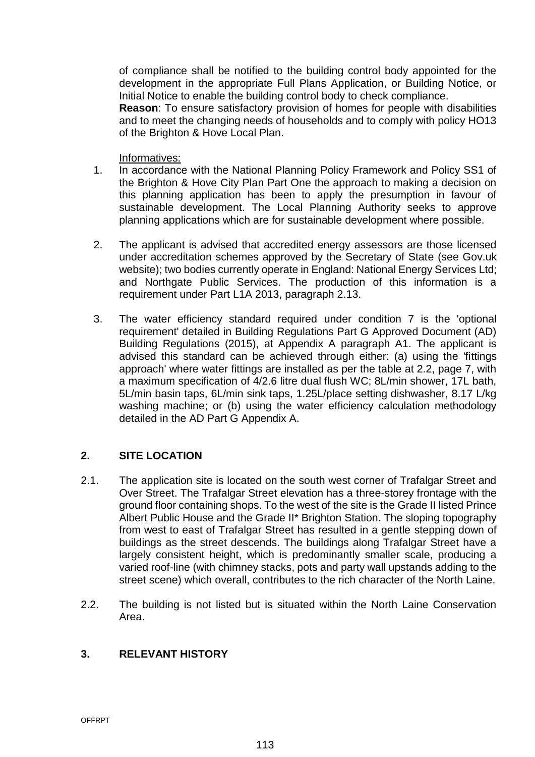of compliance shall be notified to the building control body appointed for the development in the appropriate Full Plans Application, or Building Notice, or Initial Notice to enable the building control body to check compliance.
**Reason**: To ensure satisfactory provision of homes for people with disabilities and to meet the changing needs of households and to comply with policy HO13 of the Brighton & Hove Local Plan.

Informatives:

1. In accordance with the National Planning Policy Framework and Policy SS1 of the Brighton & Hove City Plan Part One the approach to making a decision on this planning application has been to apply the presumption in favour of sustainable development. The Local Planning Authority seeks to approve planning applications which are for sustainable development where possible.

2. The applicant is advised that accredited energy assessors are those licensed under accreditation schemes approved by the Secretary of State (see Gov.uk website); two bodies currently operate in England: National Energy Services Ltd; and Northgate Public Services. The production of this information is a requirement under Part L1A 2013, paragraph 2.13.

3. The water efficiency standard required under condition 7 is the 'optional requirement' detailed in Building Regulations Part G Approved Document (AD) Building Regulations (2015), at Appendix A paragraph A1. The applicant is advised this standard can be achieved through either: (a) using the 'fittings approach' where water fittings are installed as per the table at 2.2, page 7, with a maximum specification of 4/2.6 litre dual flush WC; 8L/min shower, 17L bath, 5L/min basin taps, 6L/min sink taps, 1.25L/place setting dishwasher, 8.17 L/kg washing machine; or (b) using the water efficiency calculation methodology detailed in the AD Part G Appendix A.

## 2. SITE LOCATION

2.1. The application site is located on the south west corner of Trafalgar Street and Over Street. The Trafalgar Street elevation has a three-storey frontage with the ground floor containing shops. To the west of the site is the Grade II listed Prince Albert Public House and the Grade II* Brighton Station. The sloping topography from west to east of Trafalgar Street has resulted in a gentle stepping down of buildings as the street descends. The buildings along Trafalgar Street have a largely consistent height, which is predominantly smaller scale, producing a varied roof-line (with chimney stacks, pots and party wall upstands adding to the street scene) which overall, contributes to the rich character of the North Laine.

2.2. The building is not listed but is situated within the North Laine Conservation Area.

## 3. RELEVANT HISTORY

OFFRPT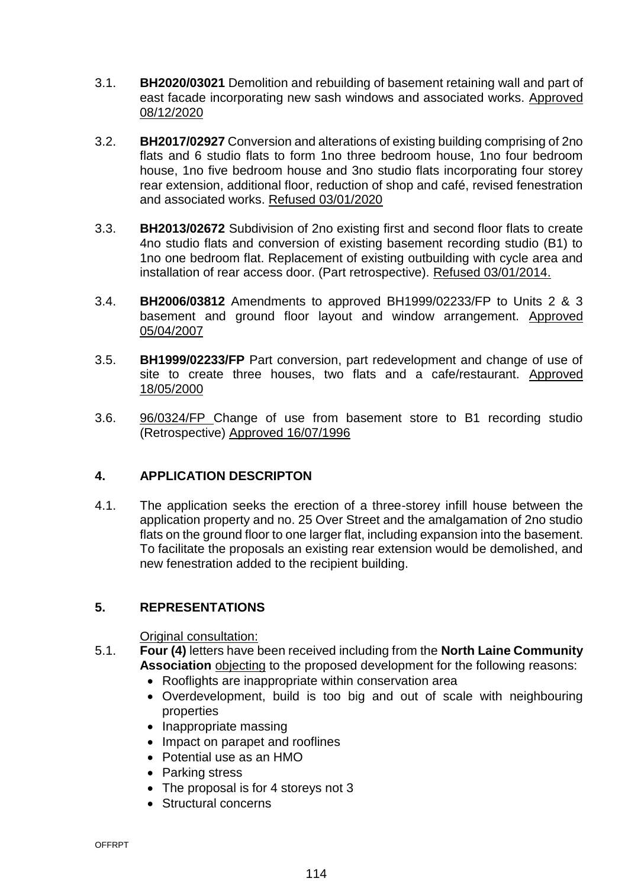3.1. **BH2020/03021** Demolition and rebuilding of basement retaining wall and part of east facade incorporating new sash windows and associated works. Approved 08/12/2020

3.2. **BH2017/02927** Conversion and alterations of existing building comprising of 2no flats and 6 studio flats to form 1no three bedroom house, 1no four bedroom house, 1no five bedroom house and 3no studio flats incorporating four storey rear extension, additional floor, reduction of shop and café, revised fenestration and associated works. Refused 03/01/2020

3.3. **BH2013/02672** Subdivision of 2no existing first and second floor flats to create 4no studio flats and conversion of existing basement recording studio (B1) to 1no one bedroom flat. Replacement of existing outbuilding with cycle area and installation of rear access door. (Part retrospective). Refused 03/01/2014.

3.4. **BH2006/03812** Amendments to approved BH1999/02233/FP to Units 2 & 3 basement and ground floor layout and window arrangement. Approved 05/04/2007

3.5. **BH1999/02233/FP** Part conversion, part redevelopment and change of use of site to create three houses, two flats and a cafe/restaurant. Approved 18/05/2000

3.6. 96/0324/FP Change of use from basement store to B1 recording studio (Retrospective) Approved 16/07/1996

## 4. APPLICATION DESCRIPTON

4.1. The application seeks the erection of a three-storey infill house between the application property and no. 25 Over Street and the amalgamation of 2no studio flats on the ground floor to one larger flat, including expansion into the basement. To facilitate the proposals an existing rear extension would be demolished, and new fenestration added to the recipient building.

## 5. REPRESENTATIONS

Original consultation:

5.1. **Four (4)** letters have been received including from the **North Laine Community Association** objecting to the proposed development for the following reasons:

- Rooflights are inappropriate within conservation area
- Overdevelopment, build is too big and out of scale with neighbouring properties
- Inappropriate massing
- Impact on parapet and rooflines
- Potential use as an HMO
- Parking stress
- The proposal is for 4 storeys not 3
- Structural concerns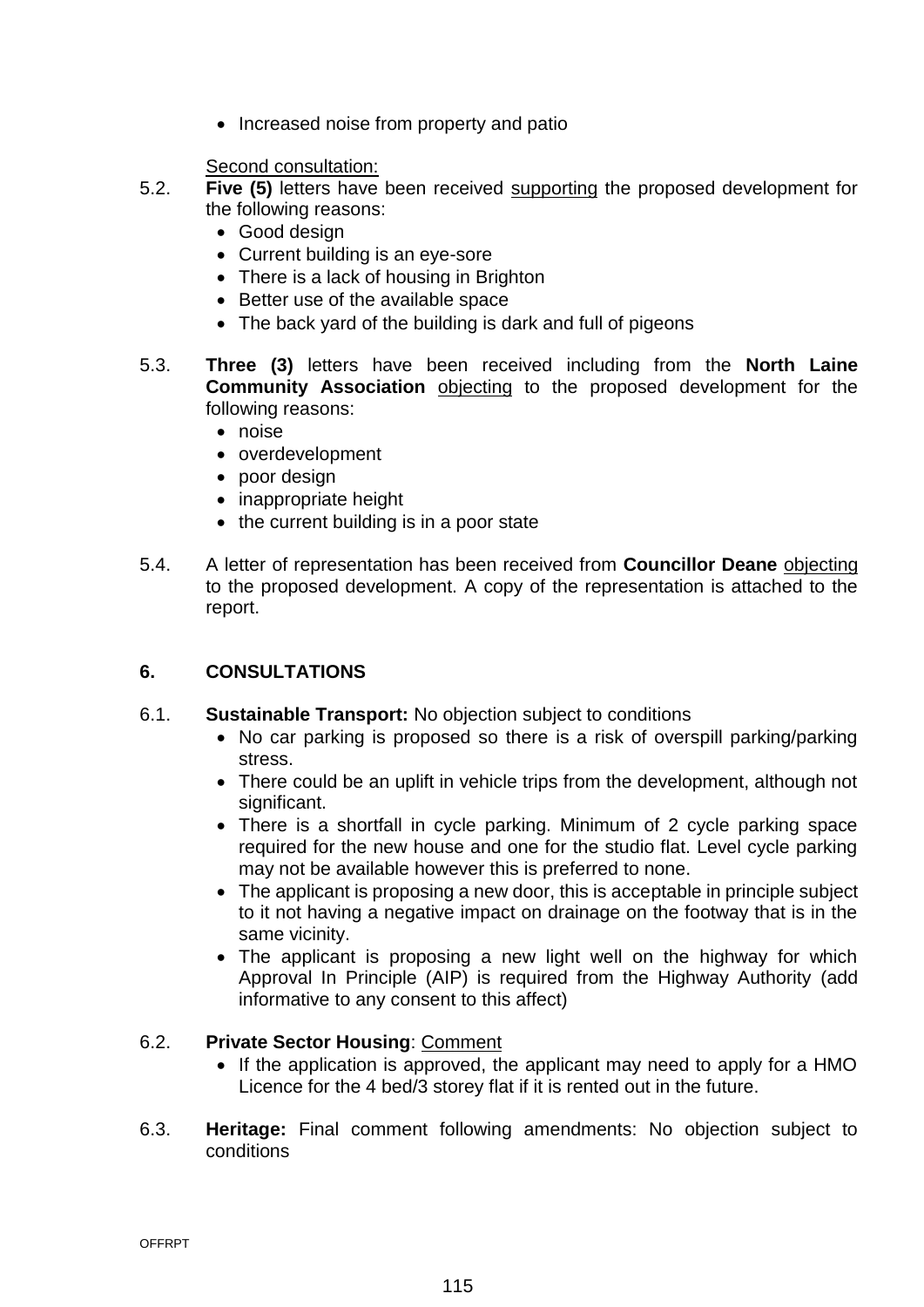- Increased noise from property and patio

Second consultation:

5.2. **Five (5)** letters have been received supporting the proposed development for the following reasons:
- Good design
- Current building is an eye-sore
- There is a lack of housing in Brighton
- Better use of the available space
- The back yard of the building is dark and full of pigeons

5.3. **Three (3)** letters have been received including from the **North Laine Community Association** objecting to the proposed development for the following reasons:
- noise
- overdevelopment
- poor design
- inappropriate height
- the current building is in a poor state

5.4. A letter of representation has been received from **Councillor Deane** objecting to the proposed development. A copy of the representation is attached to the report.

## 6. CONSULTATIONS

6.1. **Sustainable Transport:** No objection subject to conditions
- No car parking is proposed so there is a risk of overspill parking/parking stress.
- There could be an uplift in vehicle trips from the development, although not significant.
- There is a shortfall in cycle parking. Minimum of 2 cycle parking space required for the new house and one for the studio flat. Level cycle parking may not be available however this is preferred to none.
- The applicant is proposing a new door, this is acceptable in principle subject to it not having a negative impact on drainage on the footway that is in the same vicinity.
- The applicant is proposing a new light well on the highway for which Approval In Principle (AIP) is required from the Highway Authority (add informative to any consent to this affect)

6.2. **Private Sector Housing**: Comment
- If the application is approved, the applicant may need to apply for a HMO Licence for the 4 bed/3 storey flat if it is rented out in the future.

6.3. **Heritage:** Final comment following amendments: No objection subject to conditions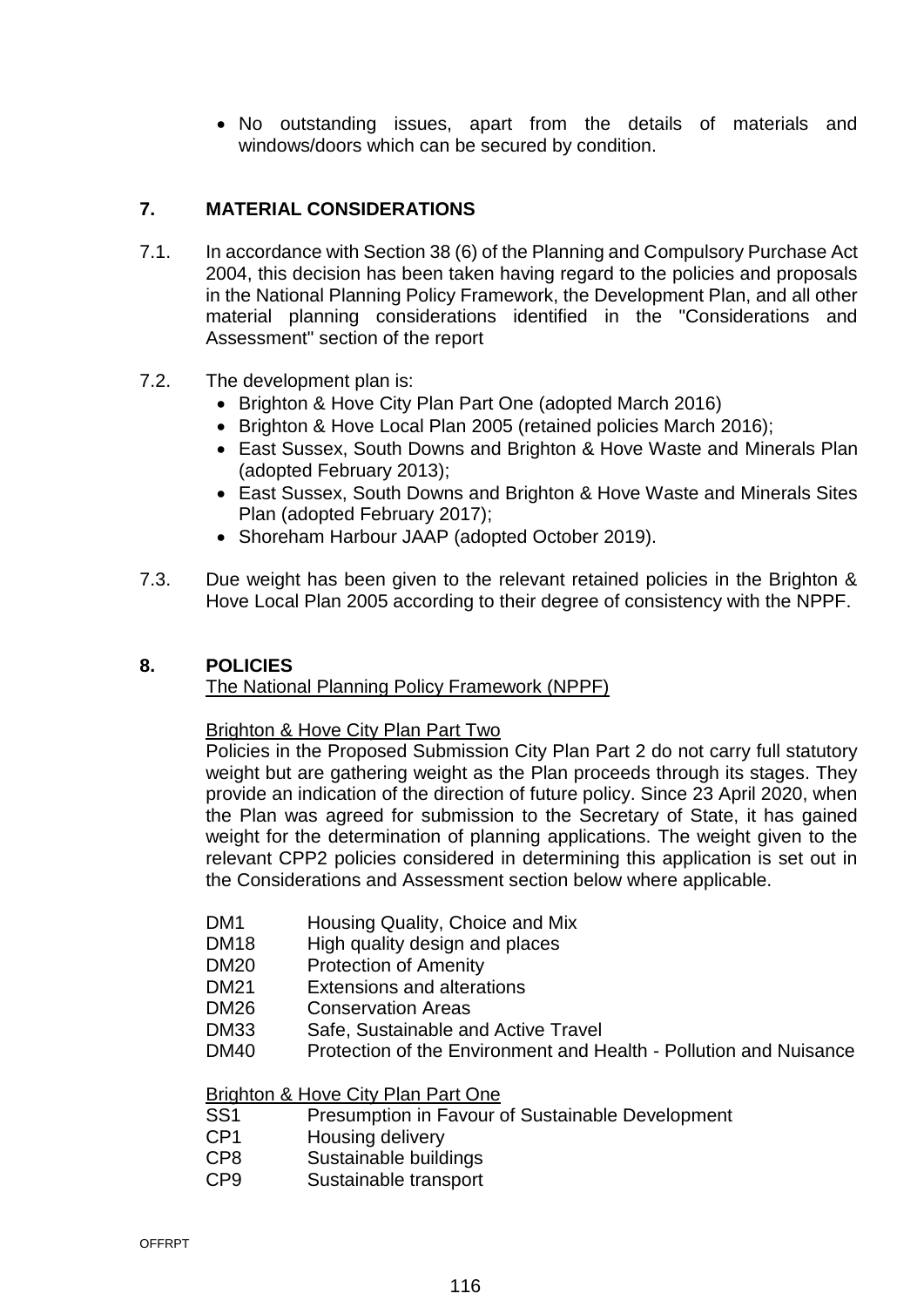- No outstanding issues, apart from the details of materials and windows/doors which can be secured by condition.

## 7. MATERIAL CONSIDERATIONS

7.1. In accordance with Section 38 (6) of the Planning and Compulsory Purchase Act 2004, this decision has been taken having regard to the policies and proposals in the National Planning Policy Framework, the Development Plan, and all other material planning considerations identified in the "Considerations and Assessment" section of the report

7.2. The development plan is:

- Brighton & Hove City Plan Part One (adopted March 2016)
- Brighton & Hove Local Plan 2005 (retained policies March 2016);
- East Sussex, South Downs and Brighton & Hove Waste and Minerals Plan (adopted February 2013);
- East Sussex, South Downs and Brighton & Hove Waste and Minerals Sites Plan (adopted February 2017);
- Shoreham Harbour JAAP (adopted October 2019).

7.3. Due weight has been given to the relevant retained policies in the Brighton & Hove Local Plan 2005 according to their degree of consistency with the NPPF.

## 8. POLICIES

The National Planning Policy Framework (NPPF)

Brighton & Hove City Plan Part Two

Policies in the Proposed Submission City Plan Part 2 do not carry full statutory weight but are gathering weight as the Plan proceeds through its stages. They provide an indication of the direction of future policy. Since 23 April 2020, when the Plan was agreed for submission to the Secretary of State, it has gained weight for the determination of planning applications. The weight given to the relevant CPP2 policies considered in determining this application is set out in the Considerations and Assessment section below where applicable.

DM1 Housing Quality, Choice and Mix
DM18 High quality design and places
DM20 Protection of Amenity
DM21 Extensions and alterations
DM26 Conservation Areas
DM33 Safe, Sustainable and Active Travel
DM40 Protection of the Environment and Health - Pollution and Nuisance

Brighton & Hove City Plan Part One

SS1 Presumption in Favour of Sustainable Development
CP1 Housing delivery
CP8 Sustainable buildings
CP9 Sustainable transport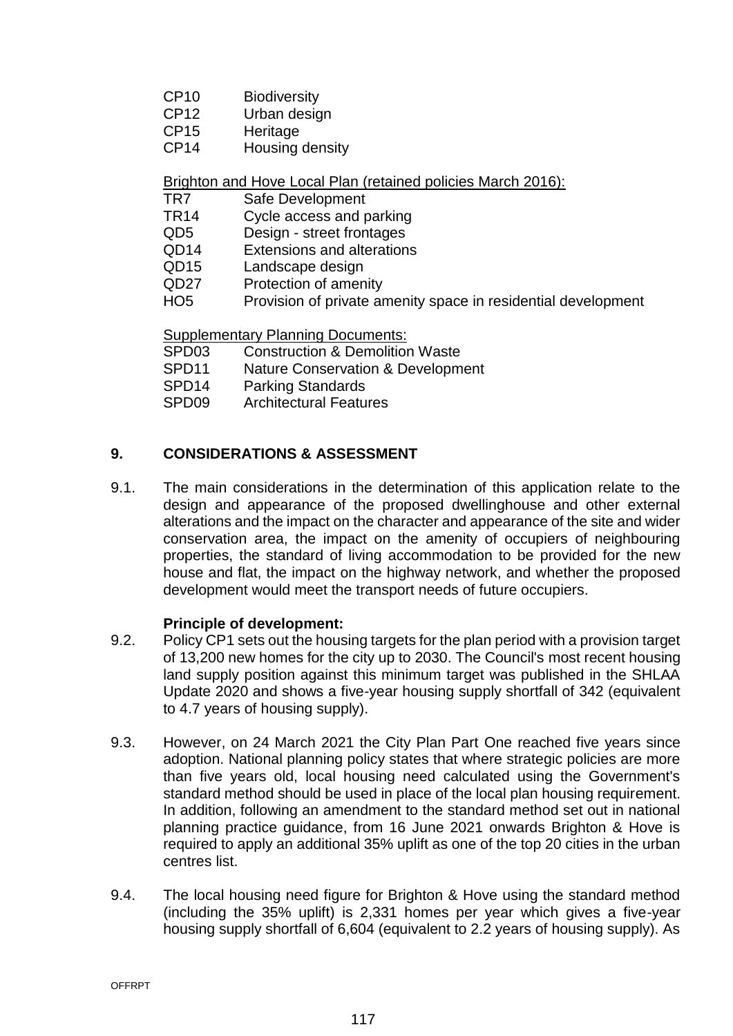| | |
|---|---|
| CP10 | Biodiversity |
| CP12 | Urban design |
| CP15 | Heritage |
| CP14 | Housing density |

Brighton and Hove Local Plan (retained policies March 2016):

| | |
|---|---|
| TR7 | Safe Development |
| TR14 | Cycle access and parking |
| QD5 | Design - street frontages |
| QD14 | Extensions and alterations |
| QD15 | Landscape design |
| QD27 | Protection of amenity |
| HO5 | Provision of private amenity space in residential development |

Supplementary Planning Documents:

| | |
|---|---|
| SPD03 | Construction & Demolition Waste |
| SPD11 | Nature Conservation & Development |
| SPD14 | Parking Standards |
| SPD09 | Architectural Features |

## 9. CONSIDERATIONS & ASSESSMENT

9.1. The main considerations in the determination of this application relate to the design and appearance of the proposed dwellinghouse and other external alterations and the impact on the character and appearance of the site and wider conservation area, the impact on the amenity of occupiers of neighbouring properties, the standard of living accommodation to be provided for the new house and flat, the impact on the highway network, and whether the proposed development would meet the transport needs of future occupiers.

**Principle of development:**

9.2. Policy CP1 sets out the housing targets for the plan period with a provision target of 13,200 new homes for the city up to 2030. The Council's most recent housing land supply position against this minimum target was published in the SHLAA Update 2020 and shows a five-year housing supply shortfall of 342 (equivalent to 4.7 years of housing supply).

9.3. However, on 24 March 2021 the City Plan Part One reached five years since adoption. National planning policy states that where strategic policies are more than five years old, local housing need calculated using the Government's standard method should be used in place of the local plan housing requirement. In addition, following an amendment to the standard method set out in national planning practice guidance, from 16 June 2021 onwards Brighton & Hove is required to apply an additional 35% uplift as one of the top 20 cities in the urban centres list.

9.4. The local housing need figure for Brighton & Hove using the standard method (including the 35% uplift) is 2,331 homes per year which gives a five-year housing supply shortfall of 6,604 (equivalent to 2.2 years of housing supply). As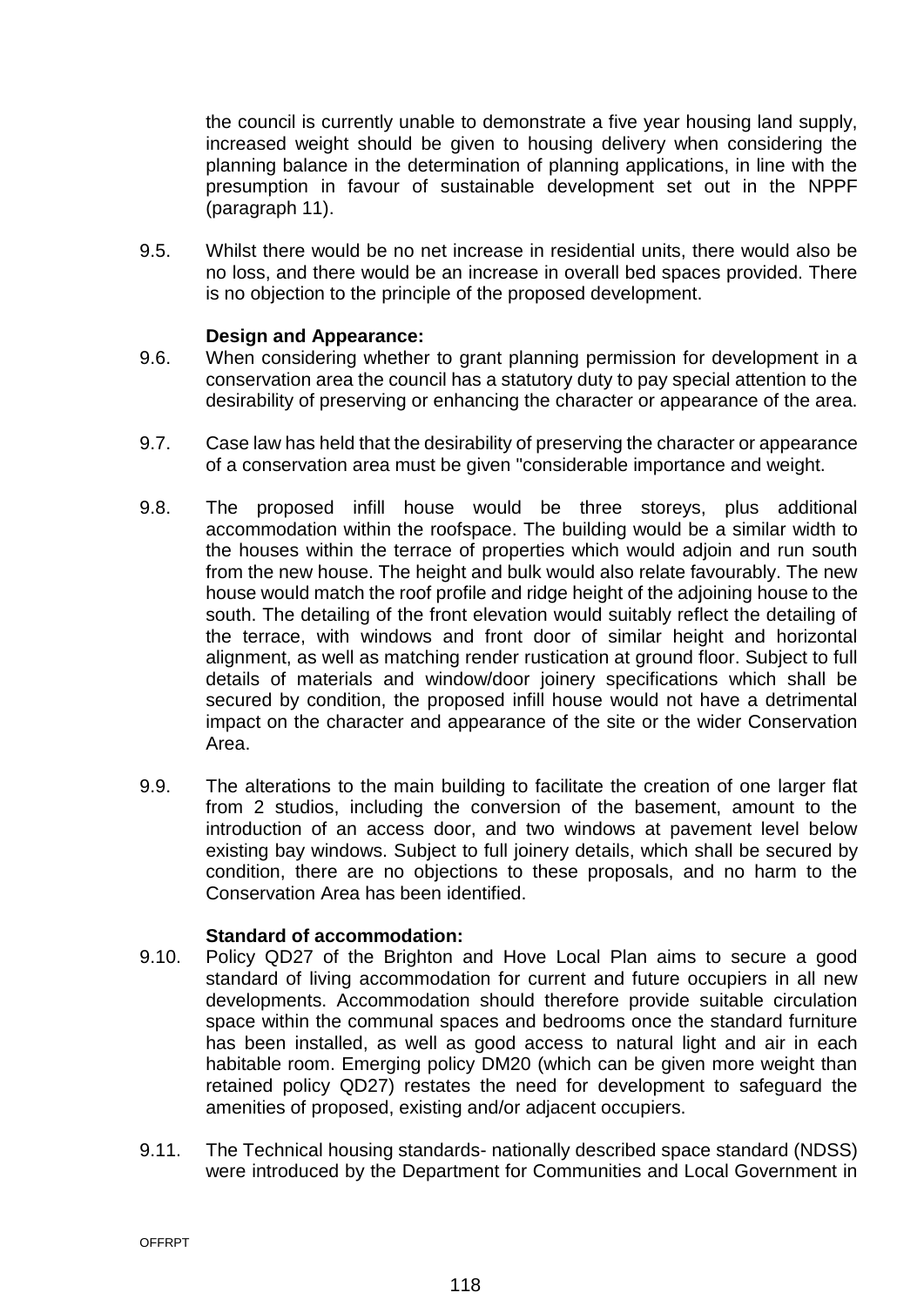the council is currently unable to demonstrate a five year housing land supply, increased weight should be given to housing delivery when considering the planning balance in the determination of planning applications, in line with the presumption in favour of sustainable development set out in the NPPF (paragraph 11).

9.5. Whilst there would be no net increase in residential units, there would also be no loss, and there would be an increase in overall bed spaces provided. There is no objection to the principle of the proposed development.

**Design and Appearance:**

9.6. When considering whether to grant planning permission for development in a conservation area the council has a statutory duty to pay special attention to the desirability of preserving or enhancing the character or appearance of the area.

9.7. Case law has held that the desirability of preserving the character or appearance of a conservation area must be given "considerable importance and weight.

9.8. The proposed infill house would be three storeys, plus additional accommodation within the roofspace. The building would be a similar width to the houses within the terrace of properties which would adjoin and run south from the new house. The height and bulk would also relate favourably. The new house would match the roof profile and ridge height of the adjoining house to the south. The detailing of the front elevation would suitably reflect the detailing of the terrace, with windows and front door of similar height and horizontal alignment, as well as matching render rustication at ground floor. Subject to full details of materials and window/door joinery specifications which shall be secured by condition, the proposed infill house would not have a detrimental impact on the character and appearance of the site or the wider Conservation Area.

9.9. The alterations to the main building to facilitate the creation of one larger flat from 2 studios, including the conversion of the basement, amount to the introduction of an access door, and two windows at pavement level below existing bay windows. Subject to full joinery details, which shall be secured by condition, there are no objections to these proposals, and no harm to the Conservation Area has been identified.

**Standard of accommodation:**

9.10. Policy QD27 of the Brighton and Hove Local Plan aims to secure a good standard of living accommodation for current and future occupiers in all new developments. Accommodation should therefore provide suitable circulation space within the communal spaces and bedrooms once the standard furniture has been installed, as well as good access to natural light and air in each habitable room. Emerging policy DM20 (which can be given more weight than retained policy QD27) restates the need for development to safeguard the amenities of proposed, existing and/or adjacent occupiers.

9.11. The Technical housing standards- nationally described space standard (NDSS) were introduced by the Department for Communities and Local Government in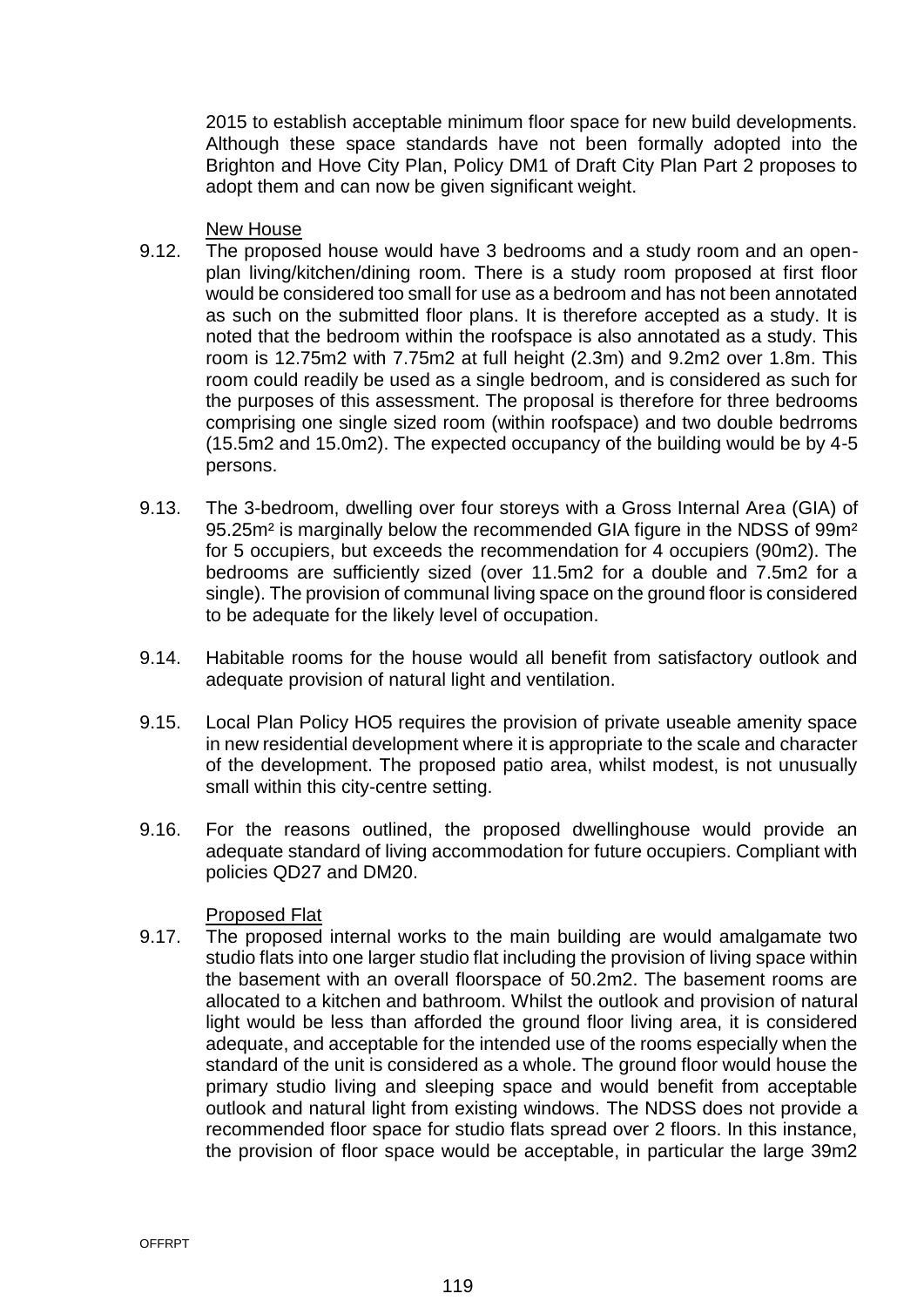2015 to establish acceptable minimum floor space for new build developments. Although these space standards have not been formally adopted into the Brighton and Hove City Plan, Policy DM1 of Draft City Plan Part 2 proposes to adopt them and can now be given significant weight.

New House

9.12. The proposed house would have 3 bedrooms and a study room and an open-plan living/kitchen/dining room. There is a study room proposed at first floor would be considered too small for use as a bedroom and has not been annotated as such on the submitted floor plans. It is therefore accepted as a study. It is noted that the bedroom within the roofspace is also annotated as a study. This room is 12.75m2 with 7.75m2 at full height (2.3m) and 9.2m2 over 1.8m. This room could readily be used as a single bedroom, and is considered as such for the purposes of this assessment. The proposal is therefore for three bedrooms comprising one single sized room (within roofspace) and two double bedrroms (15.5m2 and 15.0m2). The expected occupancy of the building would be by 4-5 persons.

9.13. The 3-bedroom, dwelling over four storeys with a Gross Internal Area (GIA) of 95.25m² is marginally below the recommended GIA figure in the NDSS of 99m² for 5 occupiers, but exceeds the recommendation for 4 occupiers (90m2). The bedrooms are sufficiently sized (over 11.5m2 for a double and 7.5m2 for a single). The provision of communal living space on the ground floor is considered to be adequate for the likely level of occupation.

9.14. Habitable rooms for the house would all benefit from satisfactory outlook and adequate provision of natural light and ventilation.

9.15. Local Plan Policy HO5 requires the provision of private useable amenity space in new residential development where it is appropriate to the scale and character of the development. The proposed patio area, whilst modest, is not unusually small within this city-centre setting.

9.16. For the reasons outlined, the proposed dwellinghouse would provide an adequate standard of living accommodation for future occupiers. Compliant with policies QD27 and DM20.

Proposed Flat

9.17. The proposed internal works to the main building are would amalgamate two studio flats into one larger studio flat including the provision of living space within the basement with an overall floorspace of 50.2m2. The basement rooms are allocated to a kitchen and bathroom. Whilst the outlook and provision of natural light would be less than afforded the ground floor living area, it is considered adequate, and acceptable for the intended use of the rooms especially when the standard of the unit is considered as a whole. The ground floor would house the primary studio living and sleeping space and would benefit from acceptable outlook and natural light from existing windows. The NDSS does not provide a recommended floor space for studio flats spread over 2 floors. In this instance, the provision of floor space would be acceptable, in particular the large 39m2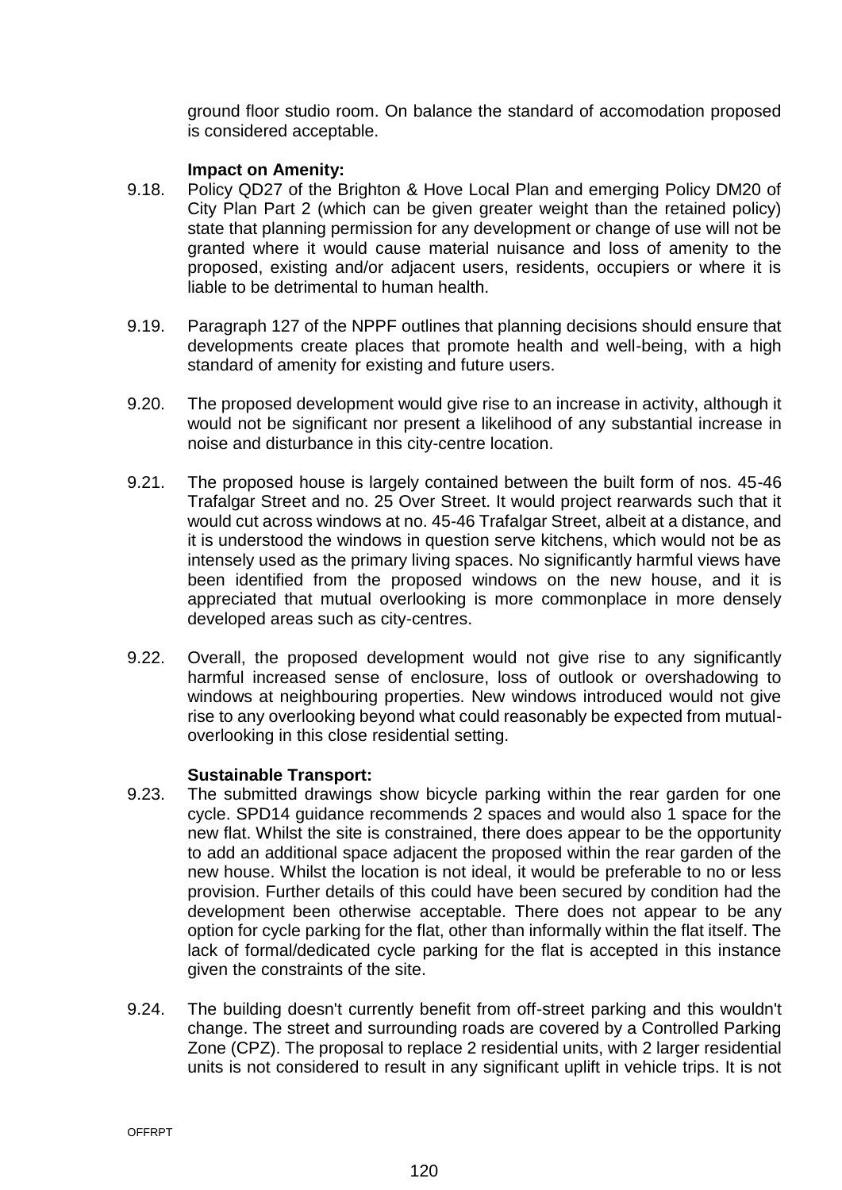ground floor studio room. On balance the standard of accomodation proposed is considered acceptable.

**Impact on Amenity:**

9.18. Policy QD27 of the Brighton & Hove Local Plan and emerging Policy DM20 of City Plan Part 2 (which can be given greater weight than the retained policy) state that planning permission for any development or change of use will not be granted where it would cause material nuisance and loss of amenity to the proposed, existing and/or adjacent users, residents, occupiers or where it is liable to be detrimental to human health.

9.19. Paragraph 127 of the NPPF outlines that planning decisions should ensure that developments create places that promote health and well-being, with a high standard of amenity for existing and future users.

9.20. The proposed development would give rise to an increase in activity, although it would not be significant nor present a likelihood of any substantial increase in noise and disturbance in this city-centre location.

9.21. The proposed house is largely contained between the built form of nos. 45-46 Trafalgar Street and no. 25 Over Street. It would project rearwards such that it would cut across windows at no. 45-46 Trafalgar Street, albeit at a distance, and it is understood the windows in question serve kitchens, which would not be as intensely used as the primary living spaces. No significantly harmful views have been identified from the proposed windows on the new house, and it is appreciated that mutual overlooking is more commonplace in more densely developed areas such as city-centres.

9.22. Overall, the proposed development would not give rise to any significantly harmful increased sense of enclosure, loss of outlook or overshadowing to windows at neighbouring properties. New windows introduced would not give rise to any overlooking beyond what could reasonably be expected from mutual-overlooking in this close residential setting.

**Sustainable Transport:**

9.23. The submitted drawings show bicycle parking within the rear garden for one cycle. SPD14 guidance recommends 2 spaces and would also 1 space for the new flat. Whilst the site is constrained, there does appear to be the opportunity to add an additional space adjacent the proposed within the rear garden of the new house. Whilst the location is not ideal, it would be preferable to no or less provision. Further details of this could have been secured by condition had the development been otherwise acceptable. There does not appear to be any option for cycle parking for the flat, other than informally within the flat itself. The lack of formal/dedicated cycle parking for the flat is accepted in this instance given the constraints of the site.

9.24. The building doesn't currently benefit from off-street parking and this wouldn't change. The street and surrounding roads are covered by a Controlled Parking Zone (CPZ). The proposal to replace 2 residential units, with 2 larger residential units is not considered to result in any significant uplift in vehicle trips. It is not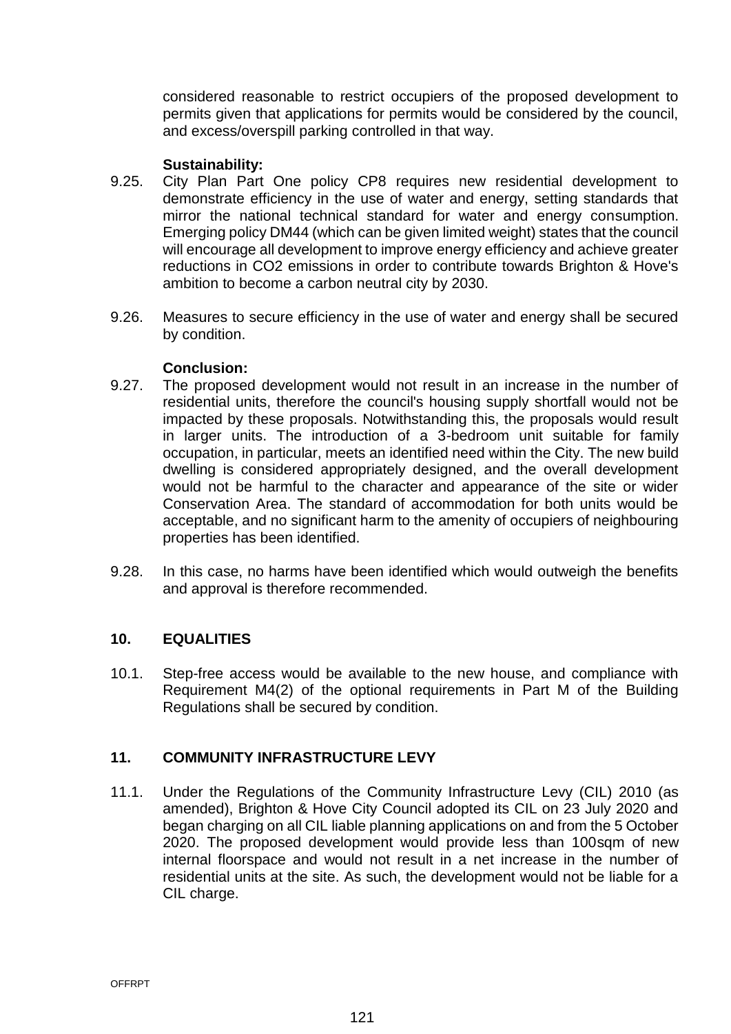considered reasonable to restrict occupiers of the proposed development to permits given that applications for permits would be considered by the council, and excess/overspill parking controlled in that way.

**Sustainability:**

9.25. City Plan Part One policy CP8 requires new residential development to demonstrate efficiency in the use of water and energy, setting standards that mirror the national technical standard for water and energy consumption. Emerging policy DM44 (which can be given limited weight) states that the council will encourage all development to improve energy efficiency and achieve greater reductions in $CO_2$ emissions in order to contribute towards Brighton & Hove's ambition to become a carbon neutral city by 2030.

9.26. Measures to secure efficiency in the use of water and energy shall be secured by condition.

**Conclusion:**

9.27. The proposed development would not result in an increase in the number of residential units, therefore the council's housing supply shortfall would not be impacted by these proposals. Notwithstanding this, the proposals would result in larger units. The introduction of a 3-bedroom unit suitable for family occupation, in particular, meets an identified need within the City. The new build dwelling is considered appropriately designed, and the overall development would not be harmful to the character and appearance of the site or wider Conservation Area. The standard of accommodation for both units would be acceptable, and no significant harm to the amenity of occupiers of neighbouring properties has been identified.

9.28. In this case, no harms have been identified which would outweigh the benefits and approval is therefore recommended.

## 10. EQUALITIES

10.1. Step-free access would be available to the new house, and compliance with Requirement M4(2) of the optional requirements in Part M of the Building Regulations shall be secured by condition.

## 11. COMMUNITY INFRASTRUCTURE LEVY

11.1. Under the Regulations of the Community Infrastructure Levy (CIL) 2010 (as amended), Brighton & Hove City Council adopted its CIL on 23 July 2020 and began charging on all CIL liable planning applications on and from the 5 October 2020. The proposed development would provide less than 100sqm of new internal floorspace and would not result in a net increase in the number of residential units at the site. As such, the development would not be liable for a CIL charge.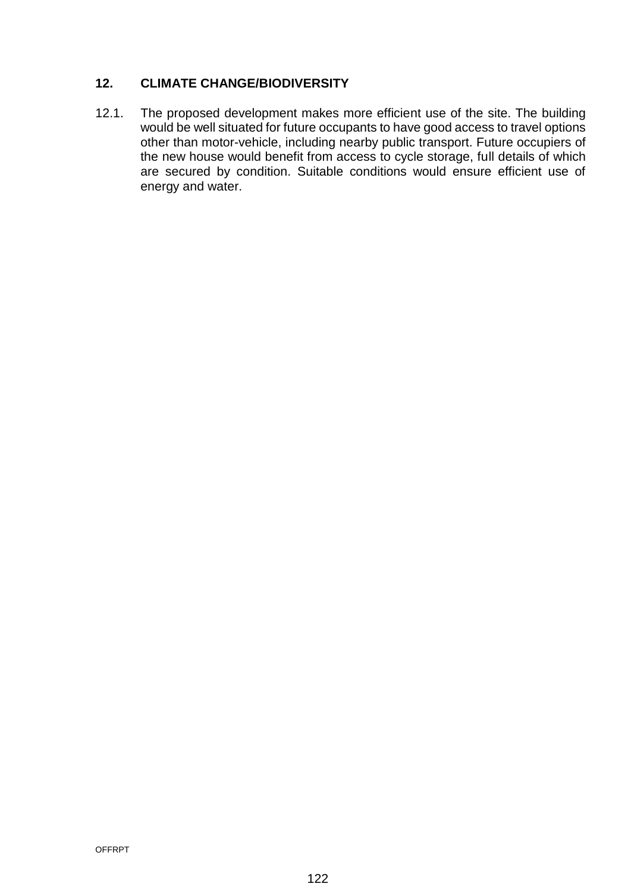## 12. CLIMATE CHANGE/BIODIVERSITY

12.1. The proposed development makes more efficient use of the site. The building would be well situated for future occupants to have good access to travel options other than motor-vehicle, including nearby public transport. Future occupiers of the new house would benefit from access to cycle storage, full details of which are secured by condition. Suitable conditions would ensure efficient use of energy and water.